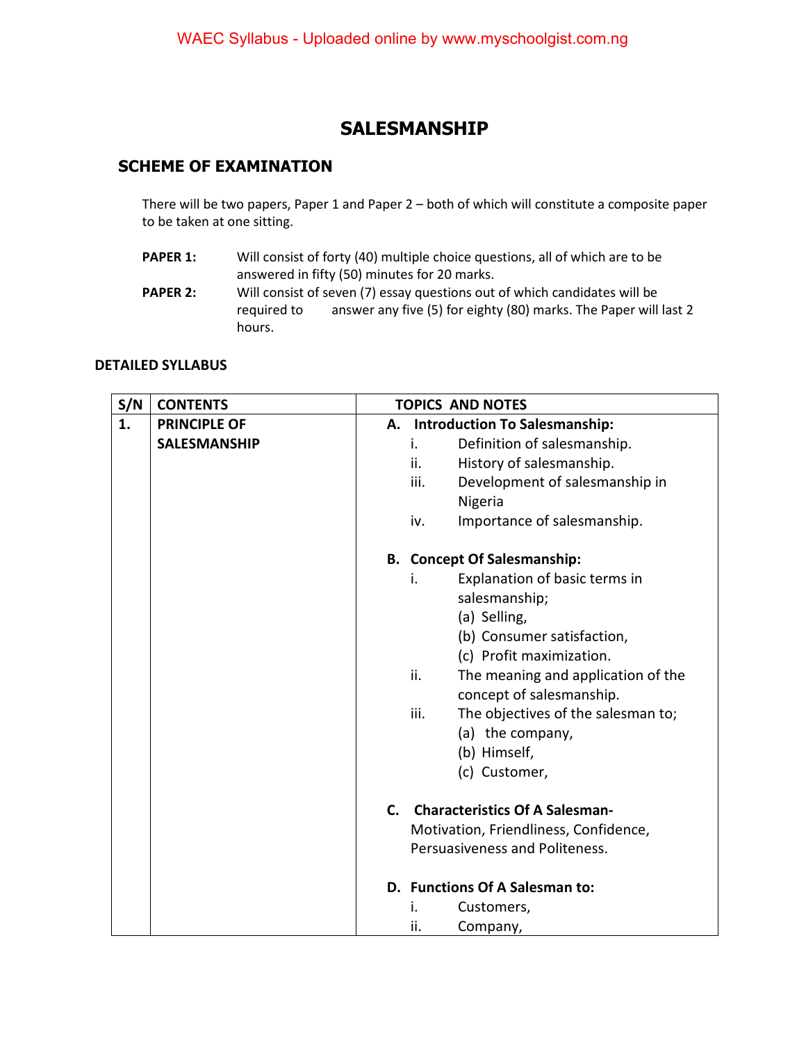# SALESMANSHIP

## SCHEME OF EXAMINATION

There will be two papers, Paper 1 and Paper 2 – both of which will constitute a composite paper to be taken at one sitting.

**PAPER 1:** Will consist of forty (40) multiple choice questions, all of which are to be answered in fifty (50) minutes for 20 marks.

**PAPER 2:** Will consist of seven (7) essay questions out of which candidates will be required to answer any five (5) for eighty (80) marks. The Paper will last 2 hours.

### DETAILED SYLLABUS

| S/N | CONTENTS | TOPICS AND NOTES |
|---|---|---|
| **1.** | **PRINCIPLE OF SALESMANSHIP** | **A. Introduction To Salesmanship:**<br>i. Definition of salesmanship.<br>ii. History of salesmanship.<br>iii. Development of salesmanship in Nigeria<br>iv. Importance of salesmanship.<br><br>**B. Concept Of Salesmanship:**<br>i. Explanation of basic terms in salesmanship;<br>(a) Selling,<br>(b) Consumer satisfaction,<br>(c) Profit maximization.<br>ii. The meaning and application of the concept of salesmanship.<br>iii. The objectives of the salesman to;<br>(a) the company,<br>(b) Himself,<br>(c) Customer,<br><br>**C. Characteristics Of A Salesman-**<br>Motivation, Friendliness, Confidence, Persuasiveness and Politeness.<br><br>**D. Functions Of A Salesman to:**<br>i. Customers,<br>ii. Company, |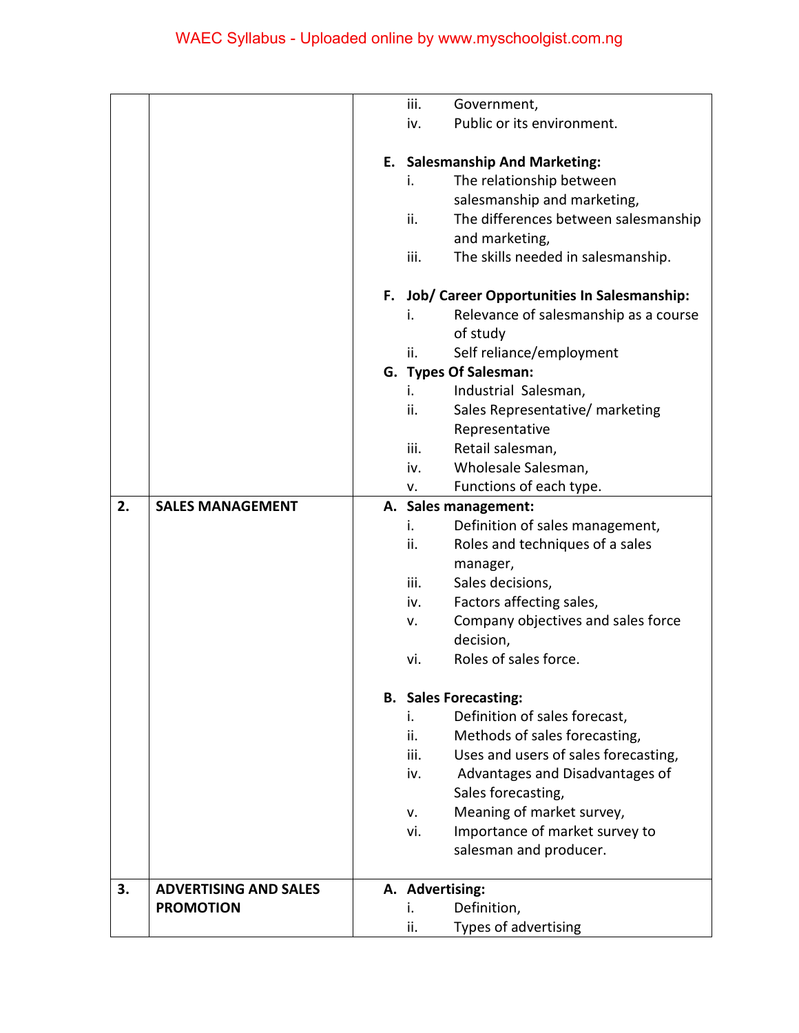| | | |
|---|---|---|
| | | iii. Government,<br>iv. Public or its environment.<br><br>**E. Salesmanship And Marketing:**<br>i. The relationship between salesmanship and marketing,<br>ii. The differences between salesmanship and marketing,<br>iii. The skills needed in salesmanship.<br><br>**F. Job/ Career Opportunities In Salesmanship:**<br>i. Relevance of salesmanship as a course of study<br>ii. Self reliance/employment<br>**G. Types Of Salesman:**<br>i. Industrial Salesman,<br>ii. Sales Representative/ marketing Representative<br>iii. Retail salesman,<br>iv. Wholesale Salesman,<br>v. Functions of each type. |
| **2.** | **SALES MANAGEMENT** | **A. Sales management:**<br>i. Definition of sales management,<br>ii. Roles and techniques of a sales manager,<br>iii. Sales decisions,<br>iv. Factors affecting sales,<br>v. Company objectives and sales force decision,<br>vi. Roles of sales force.<br><br>**B. Sales Forecasting:**<br>i. Definition of sales forecast,<br>ii. Methods of sales forecasting,<br>iii. Uses and users of sales forecasting,<br>iv. Advantages and Disadvantages of Sales forecasting,<br>v. Meaning of market survey,<br>vi. Importance of market survey to salesman and producer. |
| **3.** | **ADVERTISING AND SALES PROMOTION** | **A. Advertising:**<br>i. Definition,<br>ii. Types of advertising |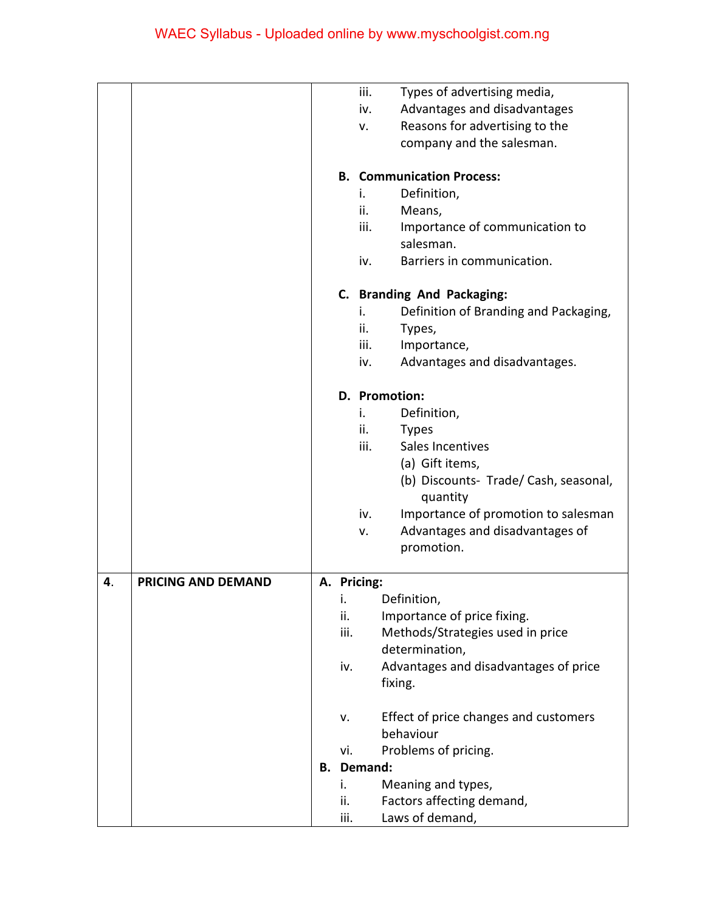| | | |
|---|---|---|
| | | iii. Types of advertising media,<br>iv. Advantages and disadvantages<br>v. Reasons for advertising to the company and the salesman.<br><br>**B. Communication Process:**<br>i. Definition,<br>ii. Means,<br>iii. Importance of communication to salesman.<br>iv. Barriers in communication.<br><br>**C. Branding And Packaging:**<br>i. Definition of Branding and Packaging,<br>ii. Types,<br>iii. Importance,<br>iv. Advantages and disadvantages.<br><br>**D. Promotion:**<br>i. Definition,<br>ii. Types<br>iii. Sales Incentives<br>(a) Gift items,<br>(b) Discounts- Trade/ Cash, seasonal, quantity<br>iv. Importance of promotion to salesman<br>v. Advantages and disadvantages of promotion. |
| **4.** | **PRICING AND DEMAND** | **A. Pricing:**<br>i. Definition,<br>ii. Importance of price fixing.<br>iii. Methods/Strategies used in price determination,<br>iv. Advantages and disadvantages of price fixing.<br><br>v. Effect of price changes and customers behaviour<br>vi. Problems of pricing.<br>**B. Demand:**<br>i. Meaning and types,<br>ii. Factors affecting demand,<br>iii. Laws of demand, |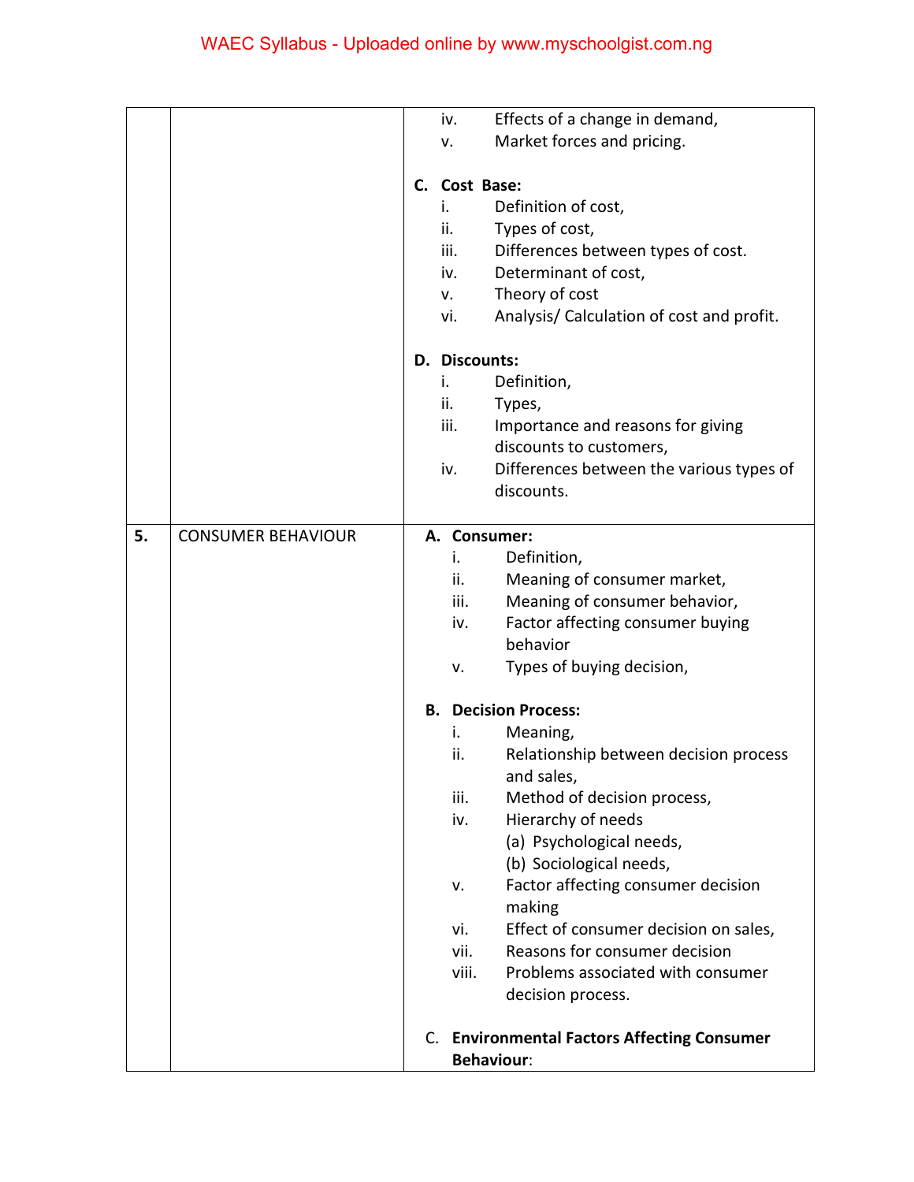| | | |
|---|---|---|
| | | iv. Effects of a change in demand,<br>v. Market forces and pricing.<br><br>**C. Cost Base:**<br>i. Definition of cost,<br>ii. Types of cost,<br>iii. Differences between types of cost.<br>iv. Determinant of cost,<br>v. Theory of cost<br>vi. Analysis/ Calculation of cost and profit.<br><br>**D. Discounts:**<br>i. Definition,<br>ii. Types,<br>iii. Importance and reasons for giving discounts to customers,<br>iv. Differences between the various types of discounts. |
| **5.** | CONSUMER BEHAVIOUR | **A. Consumer:**<br>i. Definition,<br>ii. Meaning of consumer market,<br>iii. Meaning of consumer behavior,<br>iv. Factor affecting consumer buying behavior<br>v. Types of buying decision,<br><br>**B. Decision Process:**<br>i. Meaning,<br>ii. Relationship between decision process and sales,<br>iii. Method of decision process,<br>iv. Hierarchy of needs<br>(a) Psychological needs,<br>(b) Sociological needs,<br>v. Factor affecting consumer decision making<br>vi. Effect of consumer decision on sales,<br>vii. Reasons for consumer decision<br>viii. Problems associated with consumer decision process.<br><br>C. **Environmental Factors Affecting Consumer Behaviour**: |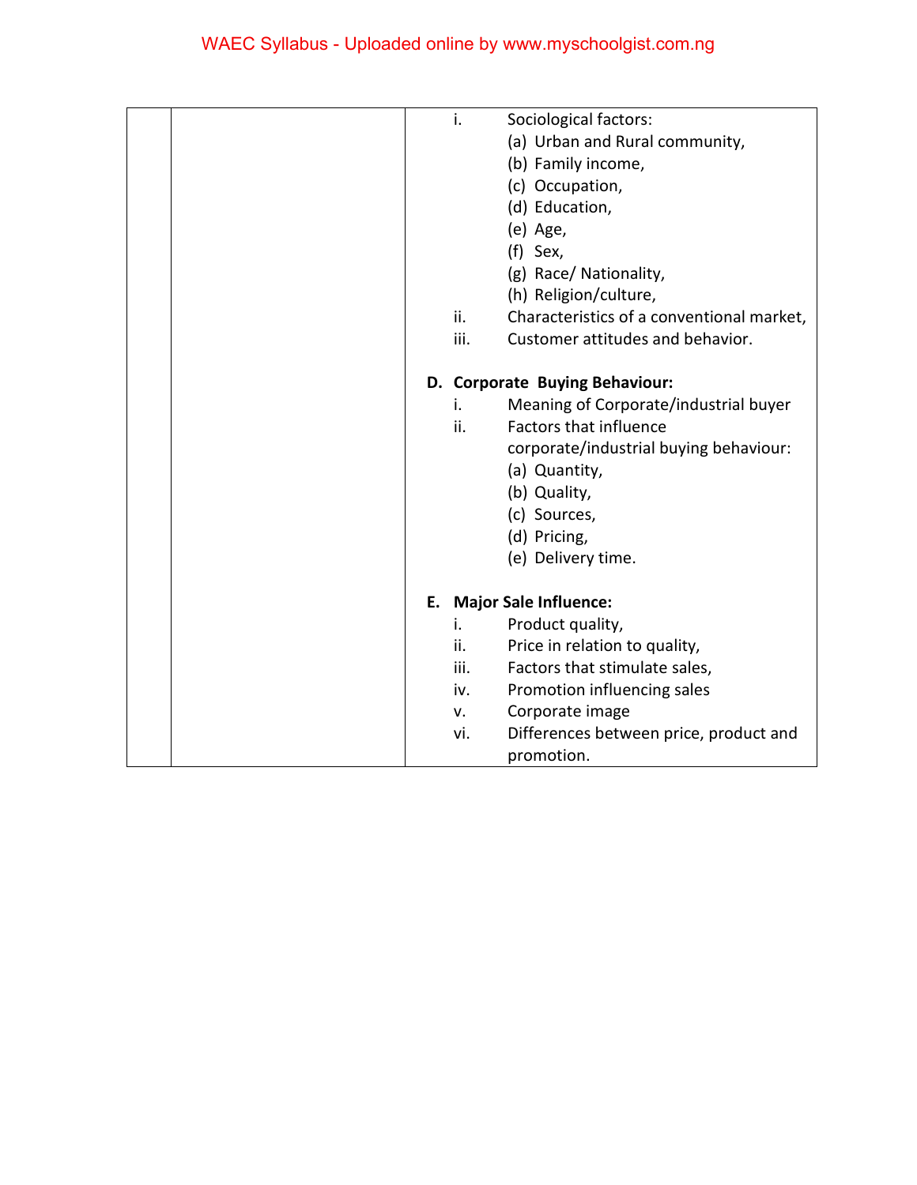| | | |
|---|---|---|
| | | i. Sociological factors:<br>(a) Urban and Rural community,<br>(b) Family income,<br>(c) Occupation,<br>(d) Education,<br>(e) Age,<br>(f) Sex,<br>(g) Race/ Nationality,<br>(h) Religion/culture,<br>ii. Characteristics of a conventional market,<br>iii. Customer attitudes and behavior.<br><br>**D. Corporate Buying Behaviour:**<br>i. Meaning of Corporate/industrial buyer<br>ii. Factors that influence corporate/industrial buying behaviour:<br>(a) Quantity,<br>(b) Quality,<br>(c) Sources,<br>(d) Pricing,<br>(e) Delivery time.<br><br>**E. Major Sale Influence:**<br>i. Product quality,<br>ii. Price in relation to quality,<br>iii. Factors that stimulate sales,<br>iv. Promotion influencing sales<br>v. Corporate image<br>vi. Differences between price, product and promotion. |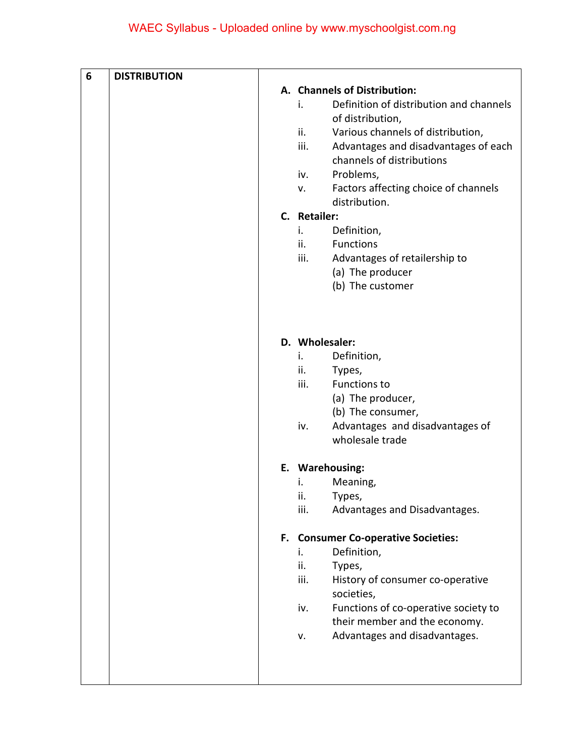| 6 | DISTRIBUTION | **A. Channels of Distribution:**<br>i. Definition of distribution and channels of distribution,<br>ii. Various channels of distribution,<br>iii. Advantages and disadvantages of each channels of distributions<br>iv. Problems,<br>v. Factors affecting choice of channels distribution.<br>**C. Retailer:**<br>i. Definition,<br>ii. Functions<br>iii. Advantages of retailership to<br>(a) The producer<br>(b) The customer<br><br>**D. Wholesaler:**<br>i. Definition,<br>ii. Types,<br>iii. Functions to<br>(a) The producer,<br>(b) The consumer,<br>iv. Advantages and disadvantages of wholesale trade<br><br>**E. Warehousing:**<br>i. Meaning,<br>ii. Types,<br>iii. Advantages and Disadvantages.<br><br>**F. Consumer Co-operative Societies:**<br>i. Definition,<br>ii. Types,<br>iii. History of consumer co-operative societies,<br>iv. Functions of co-operative society to their member and the economy.<br>v. Advantages and disadvantages. |
|---|---|---|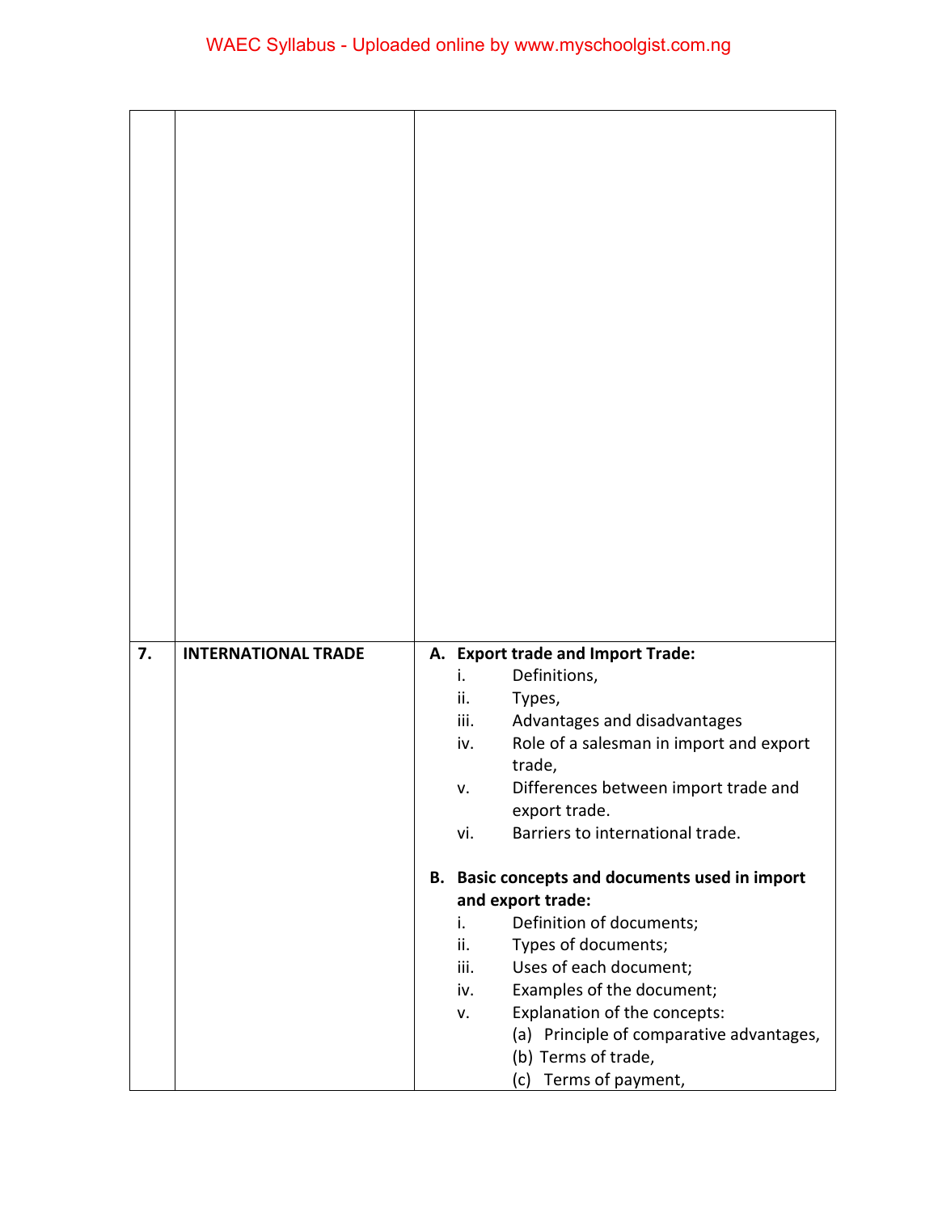| | | |
|---|---|---|
| | | |
| 7. | **INTERNATIONAL TRADE** | **A. Export trade and Import Trade:**<br>i. Definitions,<br>ii. Types,<br>iii. Advantages and disadvantages<br>iv. Role of a salesman in import and export trade,<br>v. Differences between import trade and export trade.<br>vi. Barriers to international trade.<br><br>**B. Basic concepts and documents used in import and export trade:**<br>i. Definition of documents;<br>ii. Types of documents;<br>iii. Uses of each document;<br>iv. Examples of the document;<br>v. Explanation of the concepts:<br>(a) Principle of comparative advantages,<br>(b) Terms of trade,<br>(c) Terms of payment, |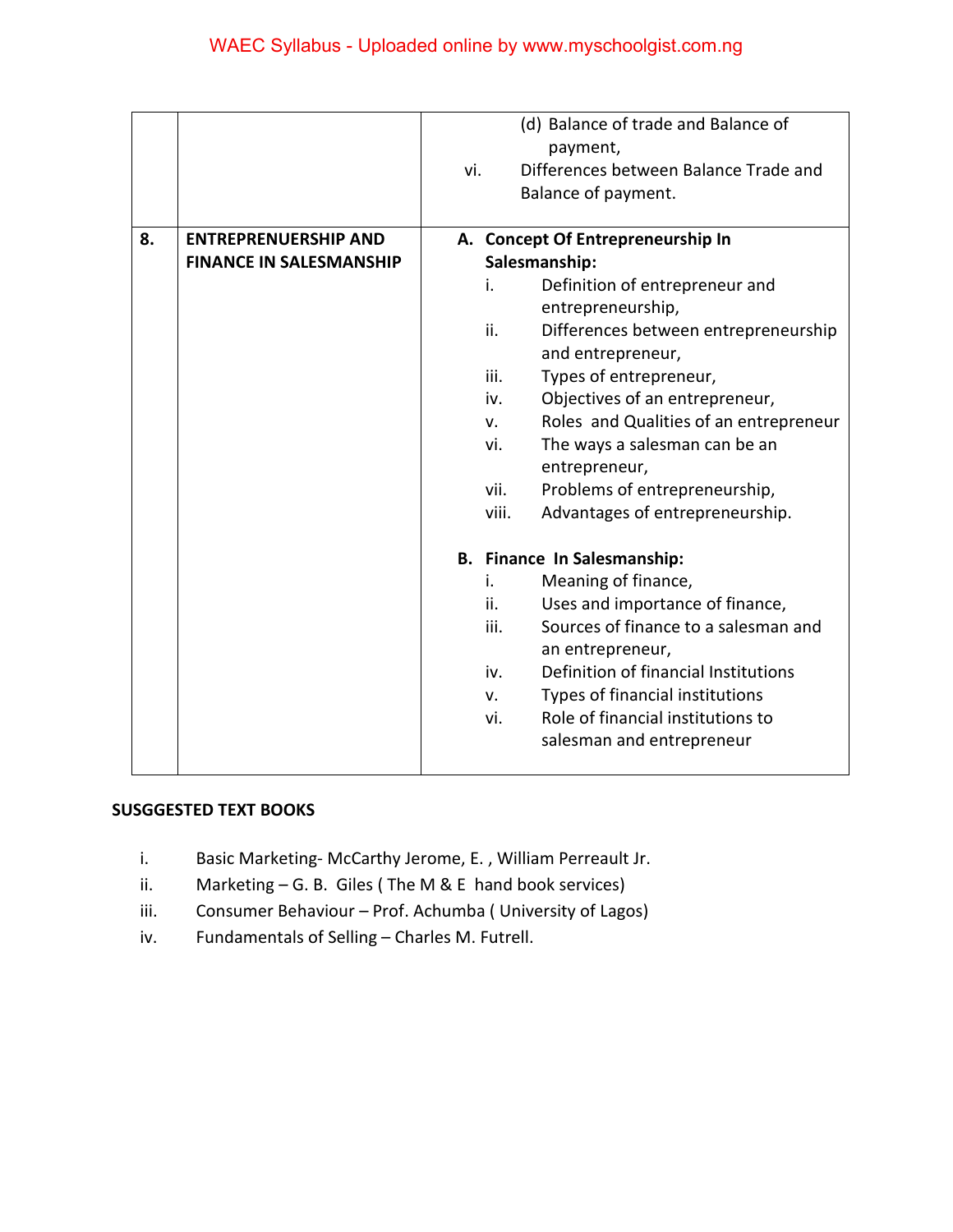| | | |
|---|---|---|
| | | (d) Balance of trade and Balance of payment,<br>vi. Differences between Balance Trade and Balance of payment. |
| **8.** | **ENTREPRENEURSHIP AND FINANCE IN SALESMANSHIP** | **A. Concept Of Entrepreneurship In Salesmanship:**<br>i. Definition of entrepreneur and entrepreneurship,<br>ii. Differences between entrepreneurship and entrepreneur,<br>iii. Types of entrepreneur,<br>iv. Objectives of an entrepreneur,<br>v. Roles and Qualities of an entrepreneur<br>vi. The ways a salesman can be an entrepreneur,<br>vii. Problems of entrepreneurship,<br>viii. Advantages of entrepreneurship.<br><br>**B. Finance In Salesmanship:**<br>i. Meaning of finance,<br>ii. Uses and importance of finance,<br>iii. Sources of finance to a salesman and an entrepreneur,<br>iv. Definition of financial Institutions<br>v. Types of financial institutions<br>vi. Role of financial institutions to salesman and entrepreneur |

**SUSGGESTED TEXT BOOKS**

i. Basic Marketing- McCarthy Jerome, E. , William Perreault Jr.
ii. Marketing – G. B. Giles ( The M & E hand book services)
iii. Consumer Behaviour – Prof. Achumba ( University of Lagos)
iv. Fundamentals of Selling – Charles M. Futrell.